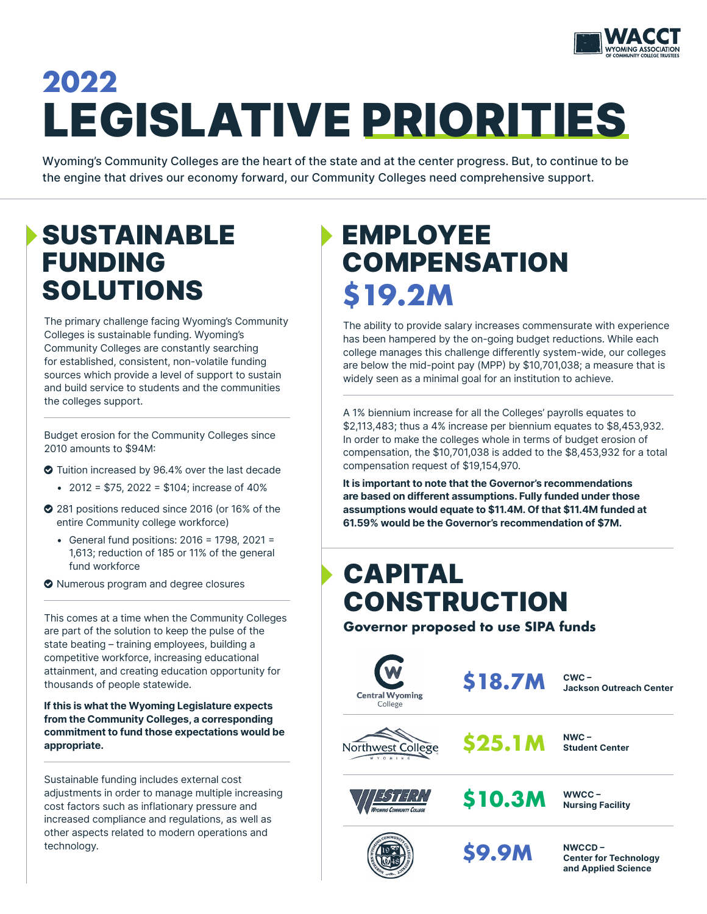# 2022 LEGISLATIVE PRIORITIES

Wyoming's Community Colleges are the heart of the state and at the center progress. But, to continue to be the engine that drives our economy forward, our Community Colleges need comprehensive support.

## SUSTAINABLE FUNDING SOLUTIONS

The primary challenge facing Wyoming's Community Colleges is sustainable funding. Wyoming's Community Colleges are constantly searching for established, consistent, non-volatile funding sources which provide a level of support to sustain and build service to students and the communities the colleges support.

Budget erosion for the Community Colleges since 2010 amounts to $94M:

- Tuition increased by 96.4% over the last decade
  - 2012 = $75, 2022 = $104; increase of 40%
- 281 positions reduced since 2016 (or 16% of the entire Community college workforce)
  - General fund positions: 2016 = 1798, 2021 = 1,613; reduction of 185 or 11% of the general fund workforce
- Numerous program and degree closures

This comes at a time when the Community Colleges are part of the solution to keep the pulse of the state beating – training employees, building a competitive workforce, increasing educational attainment, and creating education opportunity for thousands of people statewide.

**If this is what the Wyoming Legislature expects from the Community Colleges, a corresponding commitment to fund those expectations would be appropriate.**

Sustainable funding includes external cost adjustments in order to manage multiple increasing cost factors such as inflationary pressure and increased compliance and regulations, as well as other aspects related to modern operations and technology.

## EMPLOYEE COMPENSATION $19.2M

The ability to provide salary increases commensurate with experience has been hampered by the on-going budget reductions. While each college manages this challenge differently system-wide, our colleges are below the mid-point pay (MPP) by $10,701,038; a measure that is widely seen as a minimal goal for an institution to achieve.

A 1% biennium increase for all the Colleges' payrolls equates to $2,113,483; thus a 4% increase per biennium equates to $8,453,932. In order to make the colleges whole in terms of budget erosion of compensation, the $10,701,038 is added to the $8,453,932 for a total compensation request of $19,154,970.

**It is important to note that the Governor's recommendations are based on different assumptions. Fully funded under those assumptions would equate to $11.4M. Of that $11.4M funded at 61.59% would be the Governor's recommendation of $7M.**

## CAPITAL CONSTRUCTION

**Governor proposed to use SIPA funds**

| College | Amount | Project |
|---|---|---|
| Central Wyoming College | $18.7M | **CWC – Jackson Outreach Center** |
| Northwest College | $25.1M | **NWC – Student Center** |
| Western Wyoming Community College | $10.3M | **WWCC – Nursing Facility** |
| Northern Wyoming Community College District | $9.9M | **NWCCD – Center for Technology and Applied Science** |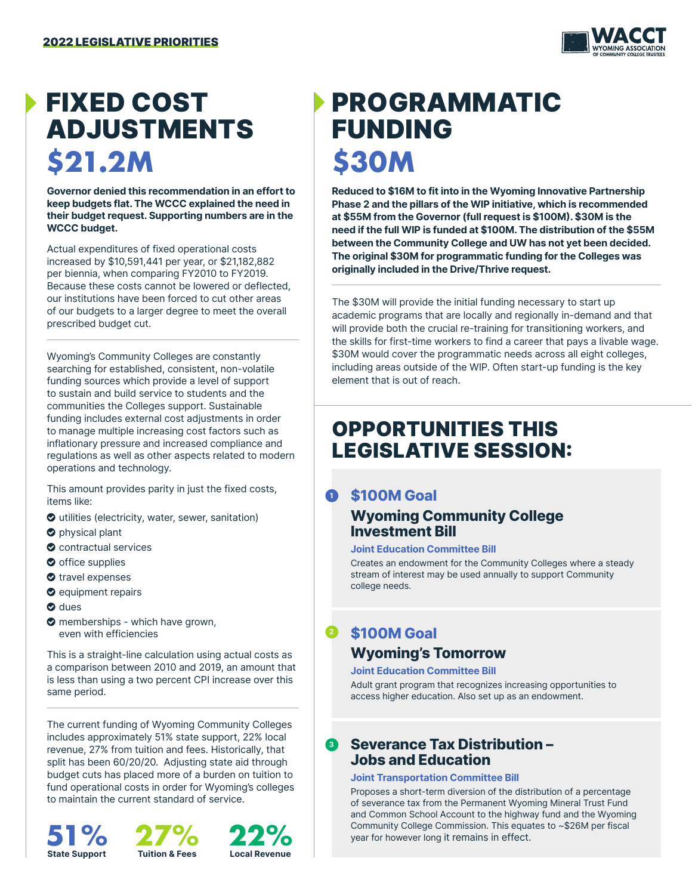**2022 LEGISLATIVE PRIORITIES**

# FIXED COST ADJUSTMENTS

## $21.2M

**Governor denied this recommendation in an effort to keep budgets flat. The WCCC explained the need in their budget request. Supporting numbers are in the WCCC budget.**

Actual expenditures of fixed operational costs increased by $10,591,441 per year, or $21,182,882 per biennia, when comparing FY2010 to FY2019. Because these costs cannot be lowered or deflected, our institutions have been forced to cut other areas of our budgets to a larger degree to meet the overall prescribed budget cut.

Wyoming's Community Colleges are constantly searching for established, consistent, non-volatile funding sources which provide a level of support to sustain and build service to students and the communities the Colleges support. Sustainable funding includes external cost adjustments in order to manage multiple increasing cost factors such as inflationary pressure and increased compliance and regulations as well as other aspects related to modern operations and technology.

This amount provides parity in just the fixed costs, items like:

- utilities (electricity, water, sewer, sanitation)
- physical plant
- contractual services
- office supplies
- travel expenses
- equipment repairs
- dues
- memberships - which have grown, even with efficiencies

This is a straight-line calculation using actual costs as a comparison between 2010 and 2019, an amount that is less than using a two percent CPI increase over this same period.

The current funding of Wyoming Community Colleges includes approximately 51% state support, 22% local revenue, 27% from tuition and fees. Historically, that split has been 60/20/20. Adjusting state aid through budget cuts has placed more of a burden on tuition to fund operational costs in order for Wyoming's colleges to maintain the current standard of service.

**51%** State Support

**27%** Tuition & Fees

**22%** Local Revenue

# PROGRAMMATIC FUNDING

## $30M

**Reduced to $16M to fit into in the Wyoming Innovative Partnership Phase 2 and the pillars of the WIP initiative, which is recommended at $55M from the Governor (full request is $100M). $30M is the need if the full WIP is funded at $100M. The distribution of the $55M between the Community College and UW has not yet been decided. The original $30M for programmatic funding for the Colleges was originally included in the Drive/Thrive request.**

The $30M will provide the initial funding necessary to start up academic programs that are locally and regionally in-demand and that will provide both the crucial re-training for transitioning workers, and the skills for first-time workers to find a career that pays a livable wage. $30M would cover the programmatic needs across all eight colleges, including areas outside of the WIP. Often start-up funding is the key element that is out of reach.

# OPPORTUNITIES THIS LEGISLATIVE SESSION:

1. **$100M Goal**

   ### Wyoming Community College Investment Bill

   **Joint Education Committee Bill**

   Creates an endowment for the Community Colleges where a steady stream of interest may be used annually to support Community college needs.

2. **$100M Goal**

   ### Wyoming's Tomorrow

   **Joint Education Committee Bill**

   Adult grant program that recognizes increasing opportunities to access higher education. Also set up as an endowment.

3. ### Severance Tax Distribution – Jobs and Education

   **Joint Transportation Committee Bill**

   Proposes a short-term diversion of the distribution of a percentage of severance tax from the Permanent Wyoming Mineral Trust Fund and Common School Account to the highway fund and the Wyoming Community College Commission. This equates to ~$26M per fiscal year for however long it remains in effect.